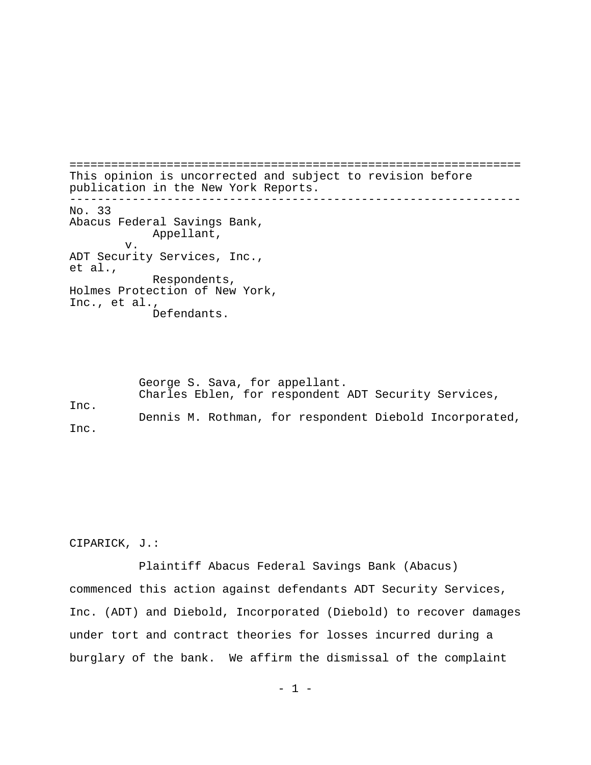---

This opinion is uncorrected and subject to revision before publication in the New York Reports.

---

No. 33
Abacus Federal Savings Bank,
Appellant,
v.
ADT Security Services, Inc.,
et al.,
Respondents,
Holmes Protection of New York,
Inc., et al.,
Defendants.

George S. Sava, for appellant.
Charles Eblen, for respondent ADT Security Services, Inc.
Dennis M. Rothman, for respondent Diebold Incorporated, Inc.

CIPARICK, J.:

Plaintiff Abacus Federal Savings Bank (Abacus) commenced this action against defendants ADT Security Services, Inc. (ADT) and Diebold, Incorporated (Diebold) to recover damages under tort and contract theories for losses incurred during a burglary of the bank. We affirm the dismissal of the complaint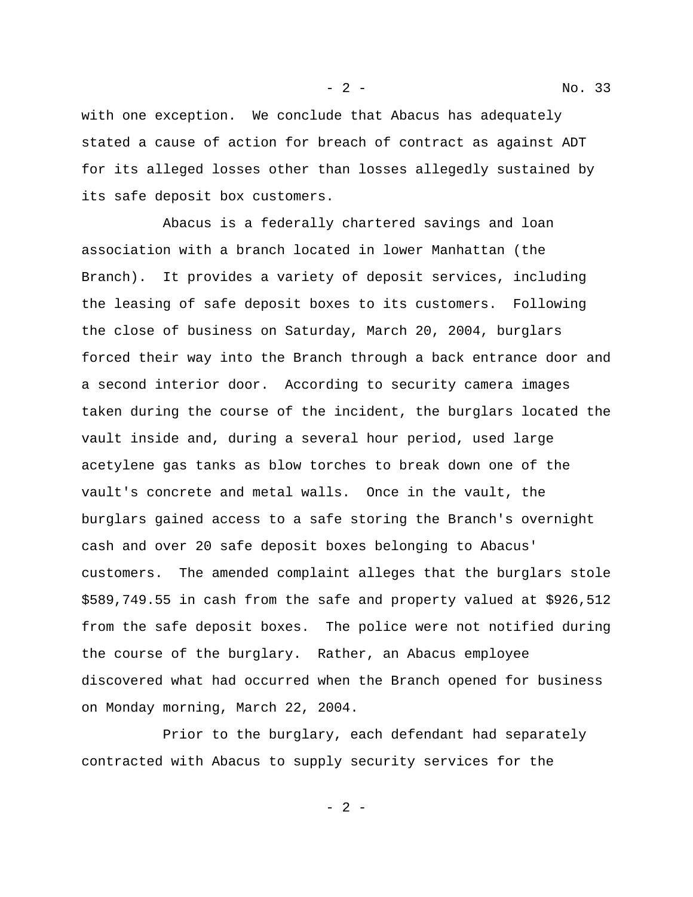with one exception. We conclude that Abacus has adequately stated a cause of action for breach of contract as against ADT for its alleged losses other than losses allegedly sustained by its safe deposit box customers.

Abacus is a federally chartered savings and loan association with a branch located in lower Manhattan (the Branch). It provides a variety of deposit services, including the leasing of safe deposit boxes to its customers. Following the close of business on Saturday, March 20, 2004, burglars forced their way into the Branch through a back entrance door and a second interior door. According to security camera images taken during the course of the incident, the burglars located the vault inside and, during a several hour period, used large acetylene gas tanks as blow torches to break down one of the vault's concrete and metal walls. Once in the vault, the burglars gained access to a safe storing the Branch's overnight cash and over 20 safe deposit boxes belonging to Abacus' customers. The amended complaint alleges that the burglars stole $589,749.55 in cash from the safe and property valued at $926,512 from the safe deposit boxes. The police were not notified during the course of the burglary. Rather, an Abacus employee discovered what had occurred when the Branch opened for business on Monday morning, March 22, 2004.

Prior to the burglary, each defendant had separately contracted with Abacus to supply security services for the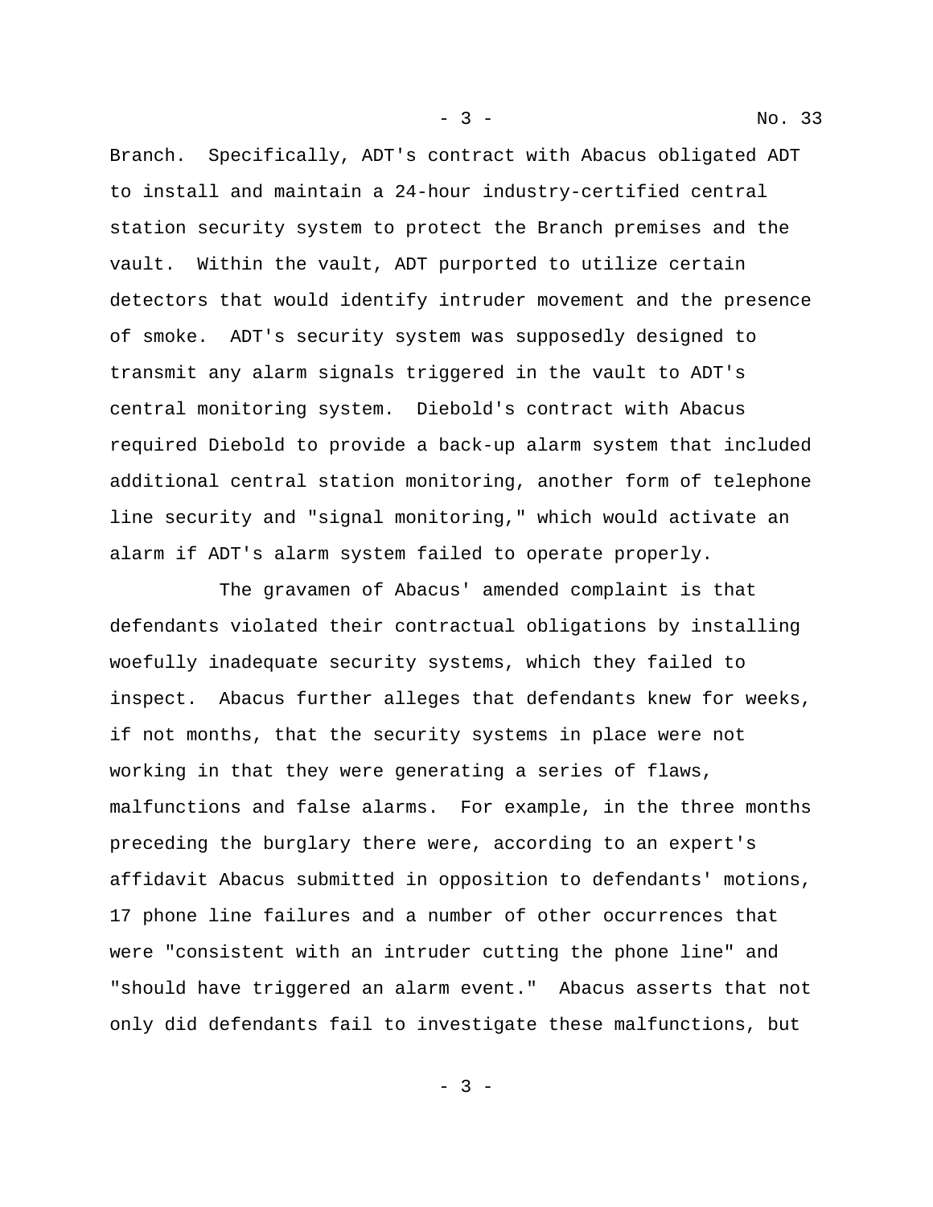Branch. Specifically, ADT's contract with Abacus obligated ADT to install and maintain a 24-hour industry-certified central station security system to protect the Branch premises and the vault. Within the vault, ADT purported to utilize certain detectors that would identify intruder movement and the presence of smoke. ADT's security system was supposedly designed to transmit any alarm signals triggered in the vault to ADT's central monitoring system. Diebold's contract with Abacus required Diebold to provide a back-up alarm system that included additional central station monitoring, another form of telephone line security and "signal monitoring," which would activate an alarm if ADT's alarm system failed to operate properly.

The gravamen of Abacus' amended complaint is that defendants violated their contractual obligations by installing woefully inadequate security systems, which they failed to inspect. Abacus further alleges that defendants knew for weeks, if not months, that the security systems in place were not working in that they were generating a series of flaws, malfunctions and false alarms. For example, in the three months preceding the burglary there were, according to an expert's affidavit Abacus submitted in opposition to defendants' motions, 17 phone line failures and a number of other occurrences that were "consistent with an intruder cutting the phone line" and "should have triggered an alarm event." Abacus asserts that not only did defendants fail to investigate these malfunctions, but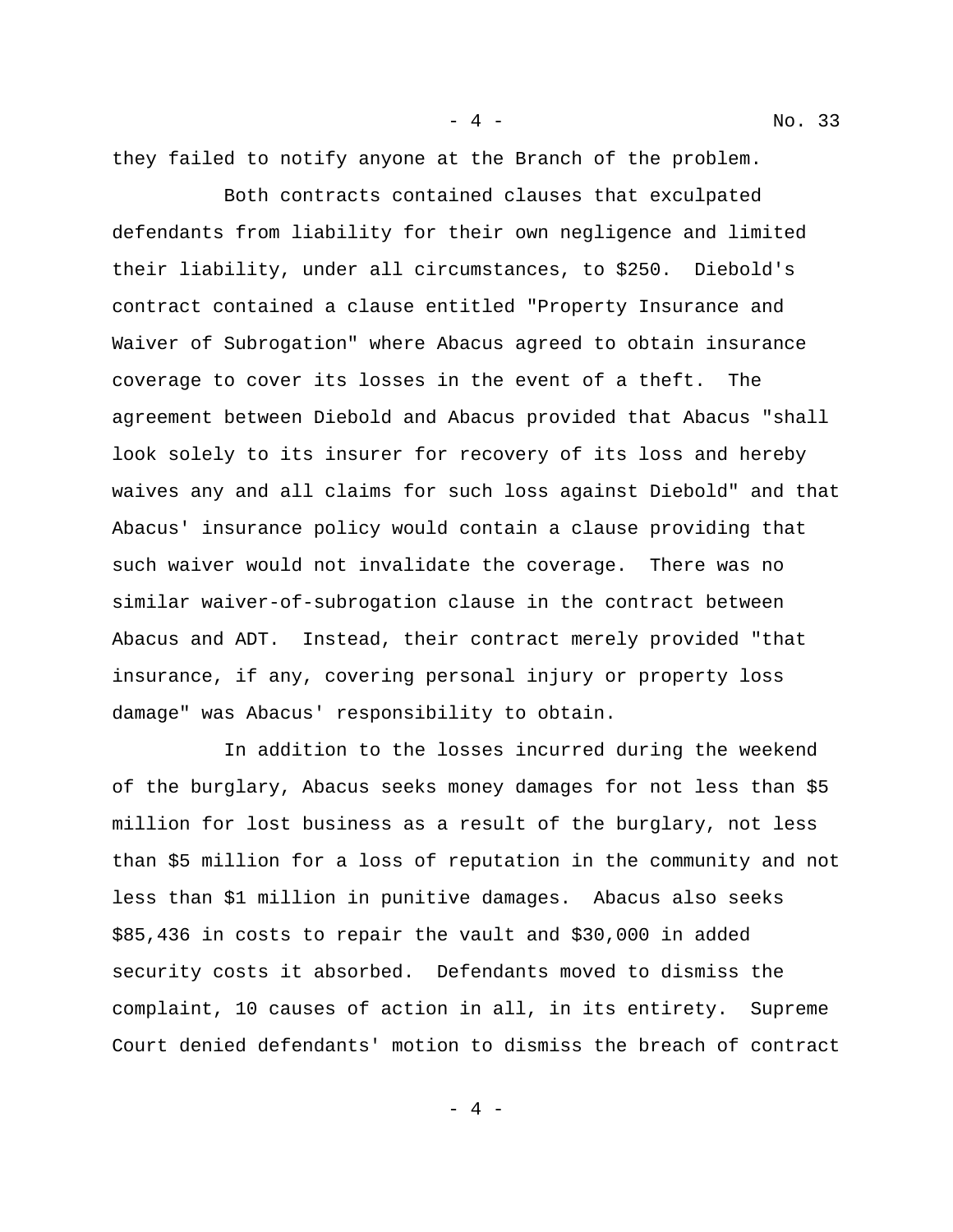they failed to notify anyone at the Branch of the problem.

Both contracts contained clauses that exculpated defendants from liability for their own negligence and limited their liability, under all circumstances, to $250. Diebold's contract contained a clause entitled "Property Insurance and Waiver of Subrogation" where Abacus agreed to obtain insurance coverage to cover its losses in the event of a theft. The agreement between Diebold and Abacus provided that Abacus "shall look solely to its insurer for recovery of its loss and hereby waives any and all claims for such loss against Diebold" and that Abacus' insurance policy would contain a clause providing that such waiver would not invalidate the coverage. There was no similar waiver-of-subrogation clause in the contract between Abacus and ADT. Instead, their contract merely provided "that insurance, if any, covering personal injury or property loss damage" was Abacus' responsibility to obtain.

In addition to the losses incurred during the weekend of the burglary, Abacus seeks money damages for not less than $5 million for lost business as a result of the burglary, not less than $5 million for a loss of reputation in the community and not less than $1 million in punitive damages. Abacus also seeks $85,436 in costs to repair the vault and $30,000 in added security costs it absorbed. Defendants moved to dismiss the complaint, 10 causes of action in all, in its entirety. Supreme Court denied defendants' motion to dismiss the breach of contract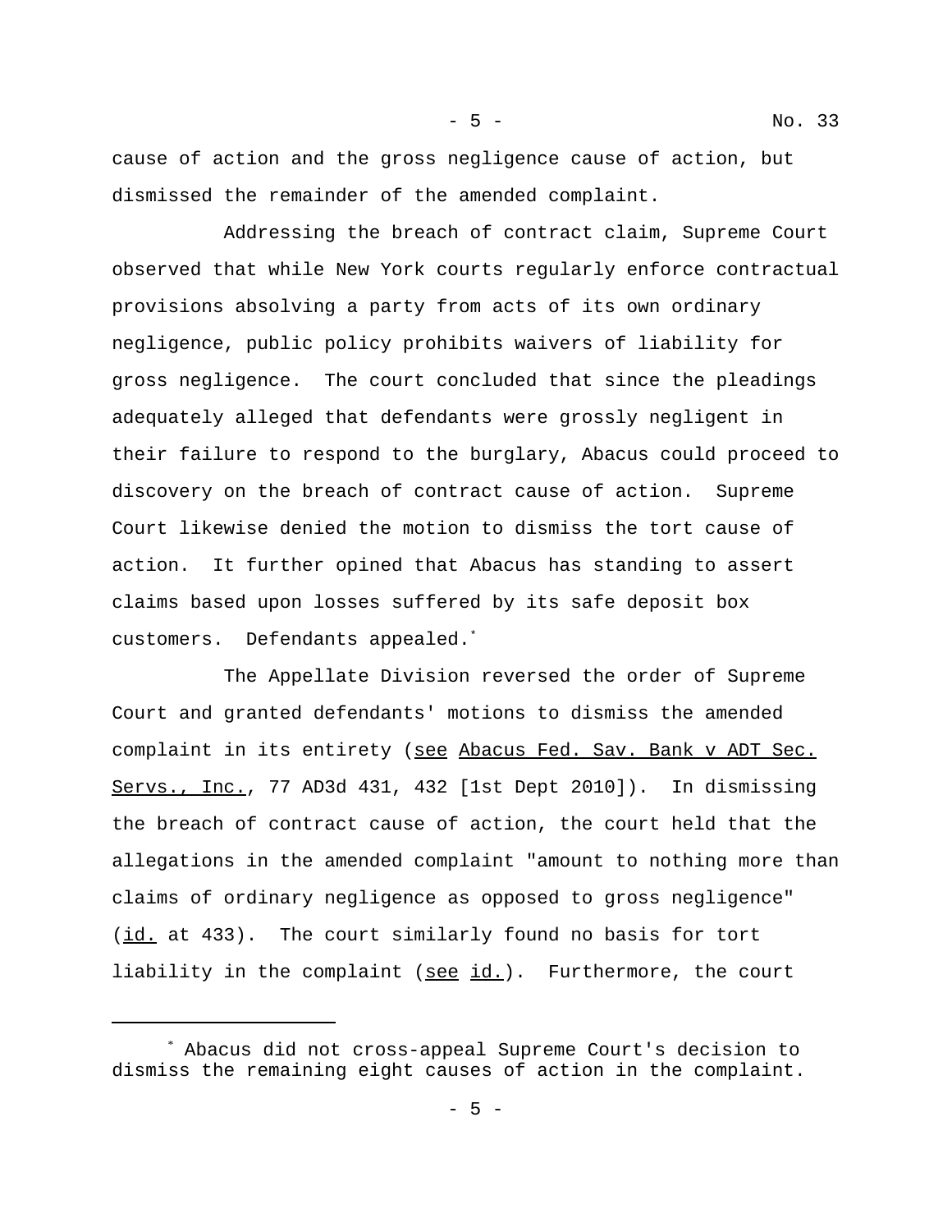cause of action and the gross negligence cause of action, but dismissed the remainder of the amended complaint.

Addressing the breach of contract claim, Supreme Court observed that while New York courts regularly enforce contractual provisions absolving a party from acts of its own ordinary negligence, public policy prohibits waivers of liability for gross negligence. The court concluded that since the pleadings adequately alleged that defendants were grossly negligent in their failure to respond to the burglary, Abacus could proceed to discovery on the breach of contract cause of action. Supreme Court likewise denied the motion to dismiss the tort cause of action. It further opined that Abacus has standing to assert claims based upon losses suffered by its safe deposit box customers. Defendants appealed.[*]

The Appellate Division reversed the order of Supreme Court and granted defendants' motions to dismiss the amended complaint in its entirety (see Abacus Fed. Sav. Bank v ADT Sec. Servs., Inc., 77 AD3d 431, 432 [1st Dept 2010]). In dismissing the breach of contract cause of action, the court held that the allegations in the amended complaint "amount to nothing more than claims of ordinary negligence as opposed to gross negligence" (id. at 433). The court similarly found no basis for tort liability in the complaint (see id.). Furthermore, the court

---

[*] Abacus did not cross-appeal Supreme Court's decision to dismiss the remaining eight causes of action in the complaint.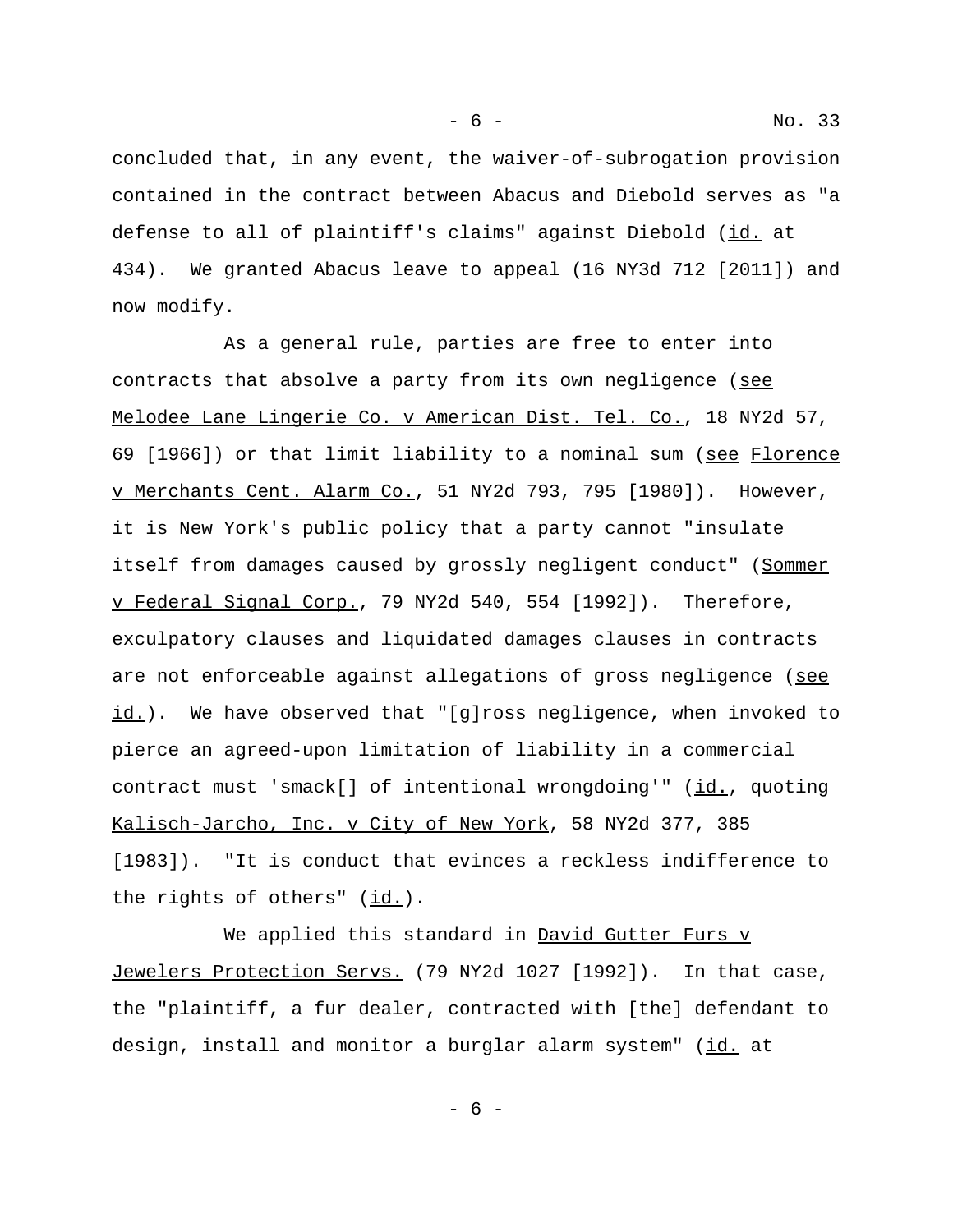concluded that, in any event, the waiver-of-subrogation provision contained in the contract between Abacus and Diebold serves as "a defense to all of plaintiff's claims" against Diebold (id. at 434). We granted Abacus leave to appeal (16 NY3d 712 [2011]) and now modify.

As a general rule, parties are free to enter into contracts that absolve a party from its own negligence (see Melodee Lane Lingerie Co. v American Dist. Tel. Co., 18 NY2d 57, 69 [1966]) or that limit liability to a nominal sum (see Florence v Merchants Cent. Alarm Co., 51 NY2d 793, 795 [1980]). However, it is New York's public policy that a party cannot "insulate itself from damages caused by grossly negligent conduct" (Sommer v Federal Signal Corp., 79 NY2d 540, 554 [1992]). Therefore, exculpatory clauses and liquidated damages clauses in contracts are not enforceable against allegations of gross negligence (see id.). We have observed that "[g]ross negligence, when invoked to pierce an agreed-upon limitation of liability in a commercial contract must 'smack[] of intentional wrongdoing'" (id., quoting Kalisch-Jarcho, Inc. v City of New York, 58 NY2d 377, 385 [1983]). "It is conduct that evinces a reckless indifference to the rights of others" (id.).

We applied this standard in David Gutter Furs v Jewelers Protection Servs. (79 NY2d 1027 [1992]). In that case, the "plaintiff, a fur dealer, contracted with [the] defendant to design, install and monitor a burglar alarm system" (id. at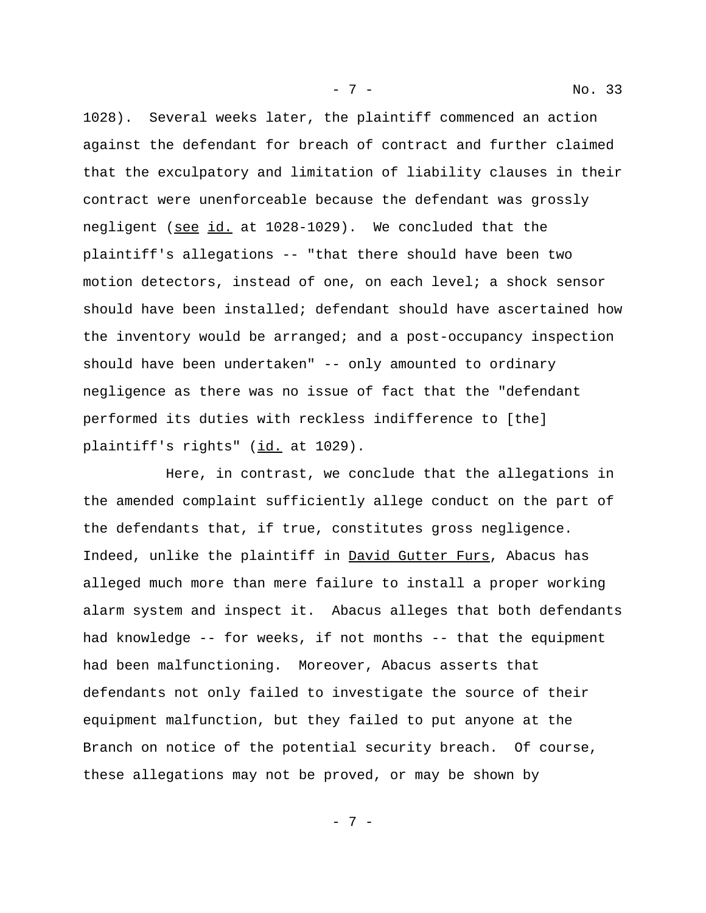1028). Several weeks later, the plaintiff commenced an action against the defendant for breach of contract and further claimed that the exculpatory and limitation of liability clauses in their contract were unenforceable because the defendant was grossly negligent (see id. at 1028-1029). We concluded that the plaintiff's allegations -- "that there should have been two motion detectors, instead of one, on each level; a shock sensor should have been installed; defendant should have ascertained how the inventory would be arranged; and a post-occupancy inspection should have been undertaken" -- only amounted to ordinary negligence as there was no issue of fact that the "defendant performed its duties with reckless indifference to [the] plaintiff's rights" (id. at 1029).

Here, in contrast, we conclude that the allegations in the amended complaint sufficiently allege conduct on the part of the defendants that, if true, constitutes gross negligence. Indeed, unlike the plaintiff in David Gutter Furs, Abacus has alleged much more than mere failure to install a proper working alarm system and inspect it. Abacus alleges that both defendants had knowledge -- for weeks, if not months -- that the equipment had been malfunctioning. Moreover, Abacus asserts that defendants not only failed to investigate the source of their equipment malfunction, but they failed to put anyone at the Branch on notice of the potential security breach. Of course, these allegations may not be proved, or may be shown by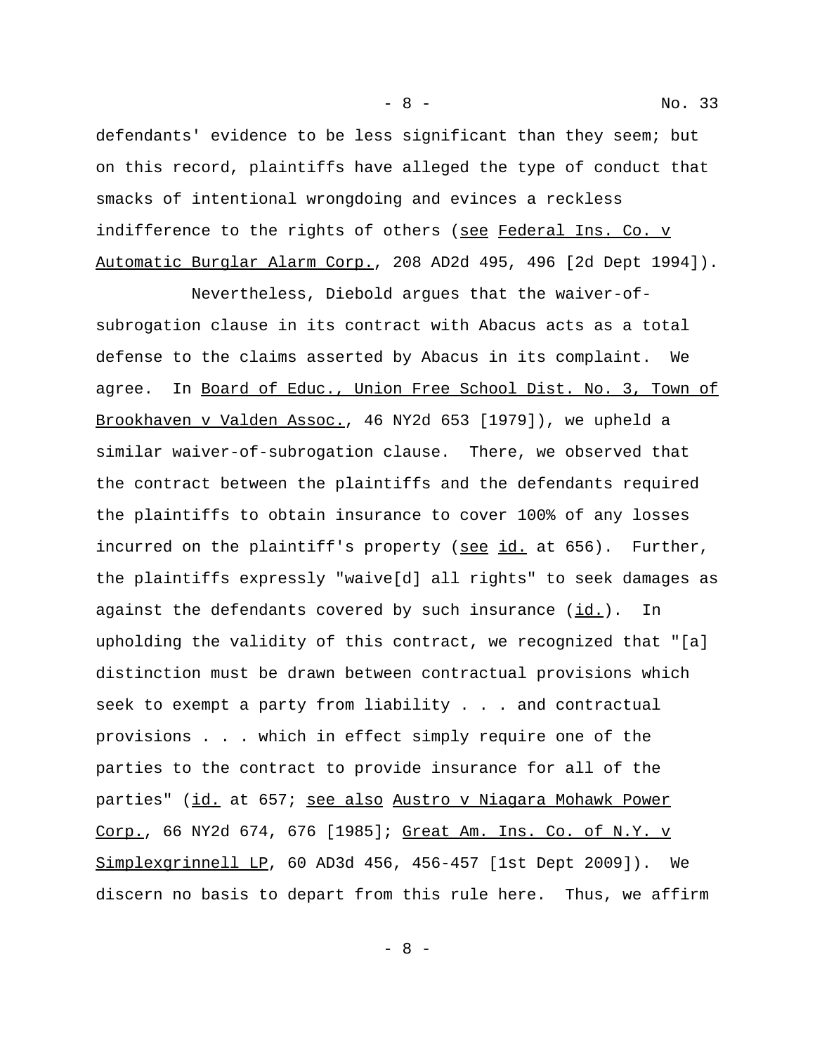defendants' evidence to be less significant than they seem; but on this record, plaintiffs have alleged the type of conduct that smacks of intentional wrongdoing and evinces a reckless indifference to the rights of others (see Federal Ins. Co. v Automatic Burglar Alarm Corp., 208 AD2d 495, 496 [2d Dept 1994]).

Nevertheless, Diebold argues that the waiver-of-subrogation clause in its contract with Abacus acts as a total defense to the claims asserted by Abacus in its complaint. We agree. In Board of Educ., Union Free School Dist. No. 3, Town of Brookhaven v Valden Assoc., 46 NY2d 653 [1979]), we upheld a similar waiver-of-subrogation clause. There, we observed that the contract between the plaintiffs and the defendants required the plaintiffs to obtain insurance to cover 100% of any losses incurred on the plaintiff's property (see id. at 656). Further, the plaintiffs expressly "waive[d] all rights" to seek damages as against the defendants covered by such insurance (id.). In upholding the validity of this contract, we recognized that "[a] distinction must be drawn between contractual provisions which seek to exempt a party from liability . . . and contractual provisions . . . which in effect simply require one of the parties to the contract to provide insurance for all of the parties" (id. at 657; see also Austro v Niagara Mohawk Power Corp., 66 NY2d 674, 676 [1985]; Great Am. Ins. Co. of N.Y. v Simplexgrinnell LP, 60 AD3d 456, 456-457 [1st Dept 2009]). We discern no basis to depart from this rule here. Thus, we affirm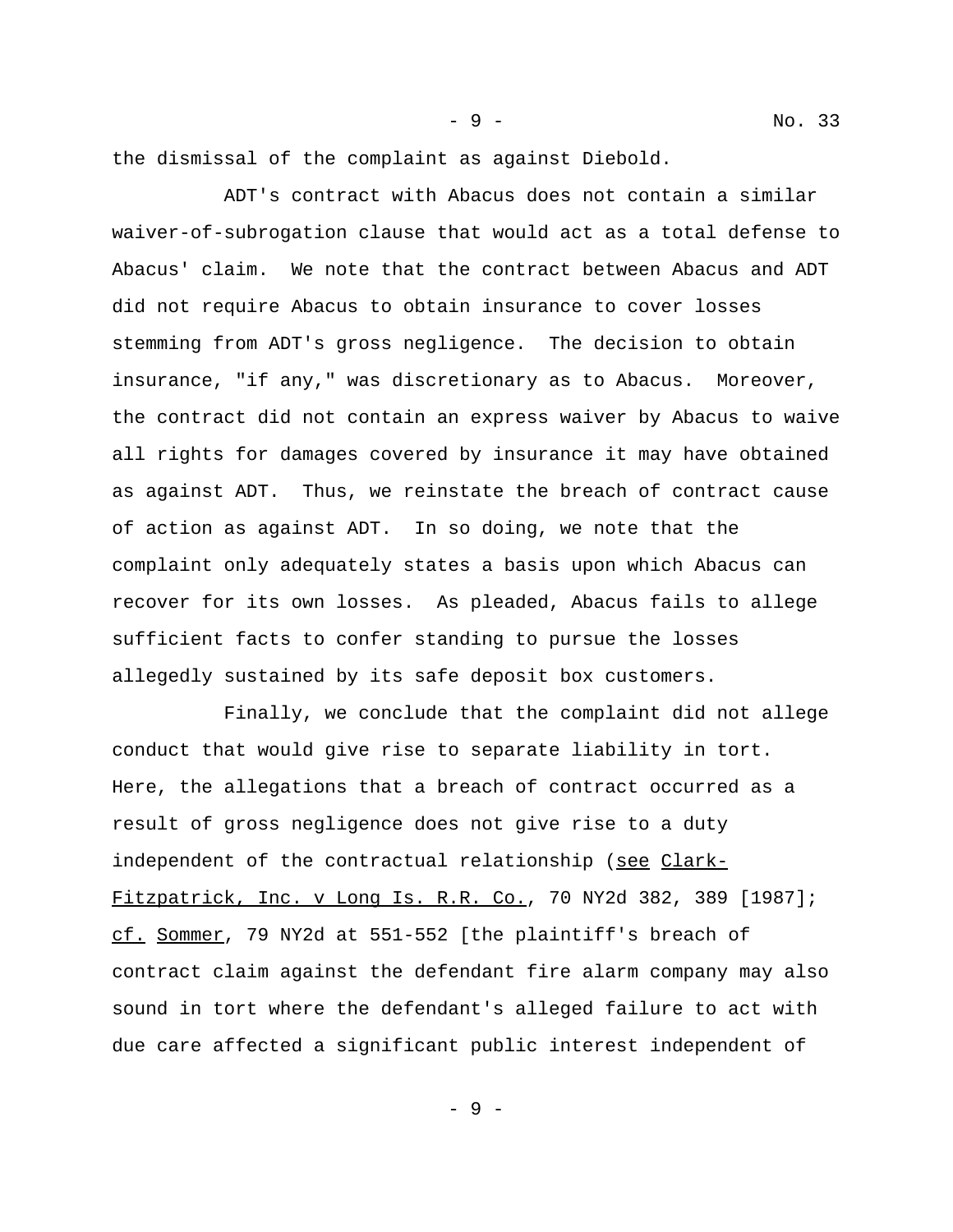the dismissal of the complaint as against Diebold.

ADT's contract with Abacus does not contain a similar waiver-of-subrogation clause that would act as a total defense to Abacus' claim. We note that the contract between Abacus and ADT did not require Abacus to obtain insurance to cover losses stemming from ADT's gross negligence. The decision to obtain insurance, "if any," was discretionary as to Abacus. Moreover, the contract did not contain an express waiver by Abacus to waive all rights for damages covered by insurance it may have obtained as against ADT. Thus, we reinstate the breach of contract cause of action as against ADT. In so doing, we note that the complaint only adequately states a basis upon which Abacus can recover for its own losses. As pleaded, Abacus fails to allege sufficient facts to confer standing to pursue the losses allegedly sustained by its safe deposit box customers.

Finally, we conclude that the complaint did not allege conduct that would give rise to separate liability in tort. Here, the allegations that a breach of contract occurred as a result of gross negligence does not give rise to a duty independent of the contractual relationship (<u>see</u> <u>Clark-Fitzpatrick, Inc. v Long Is. R.R. Co.</u>, 70 NY2d 382, 389 [1987]; <u>cf.</u> <u>Sommer</u>, 79 NY2d at 551-552 [the plaintiff's breach of contract claim against the defendant fire alarm company may also sound in tort where the defendant's alleged failure to act with due care affected a significant public interest independent of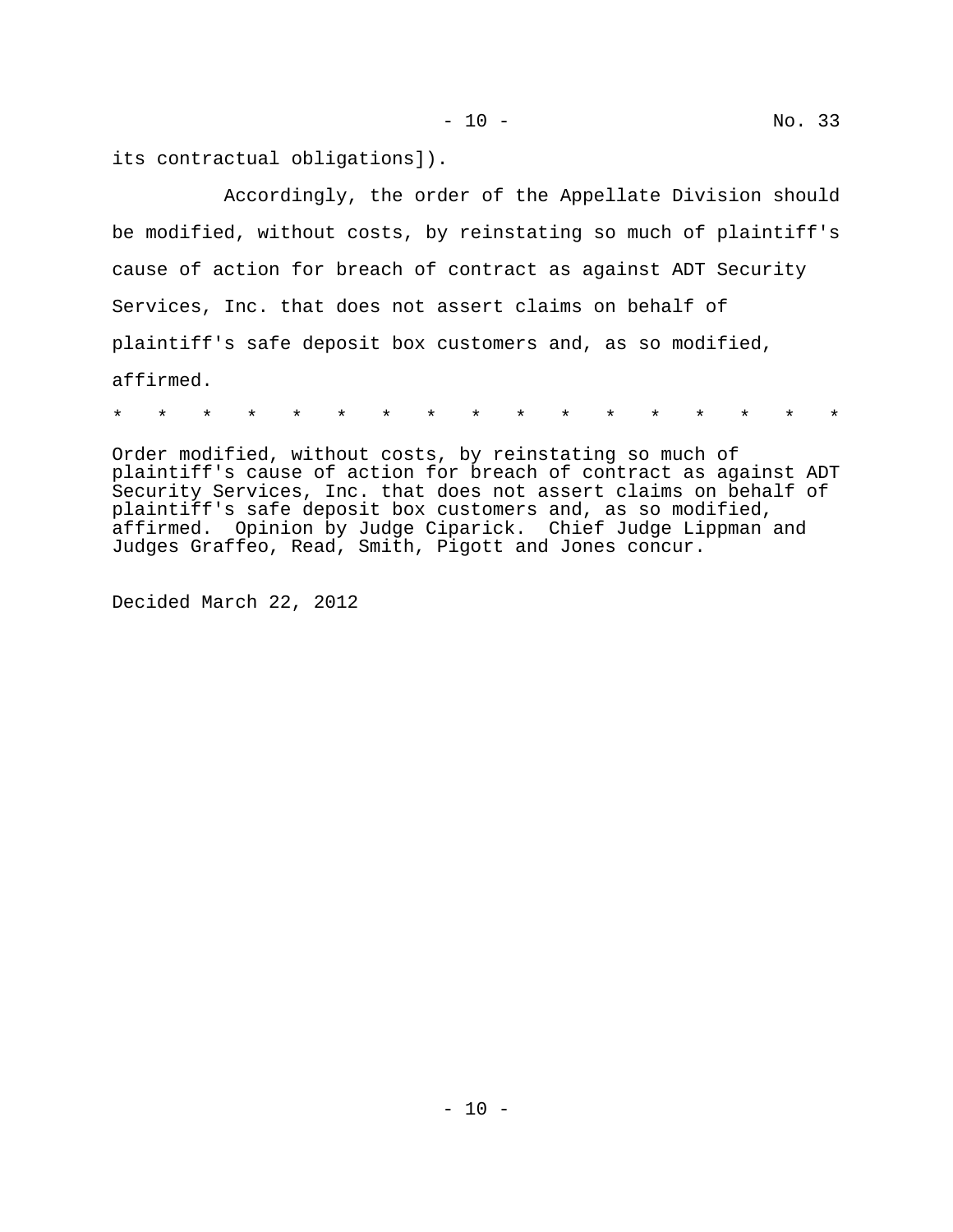its contractual obligations]).

Accordingly, the order of the Appellate Division should be modified, without costs, by reinstating so much of plaintiff's cause of action for breach of contract as against ADT Security Services, Inc. that does not assert claims on behalf of plaintiff's safe deposit box customers and, as so modified, affirmed.

\* \* \* \* \* \* \* \* \* \* \* \* \* \* \* \* \*

Order modified, without costs, by reinstating so much of plaintiff's cause of action for breach of contract as against ADT Security Services, Inc. that does not assert claims on behalf of plaintiff's safe deposit box customers and, as so modified, affirmed. Opinion by Judge Ciparick. Chief Judge Lippman and Judges Graffeo, Read, Smith, Pigott and Jones concur.

Decided March 22, 2012